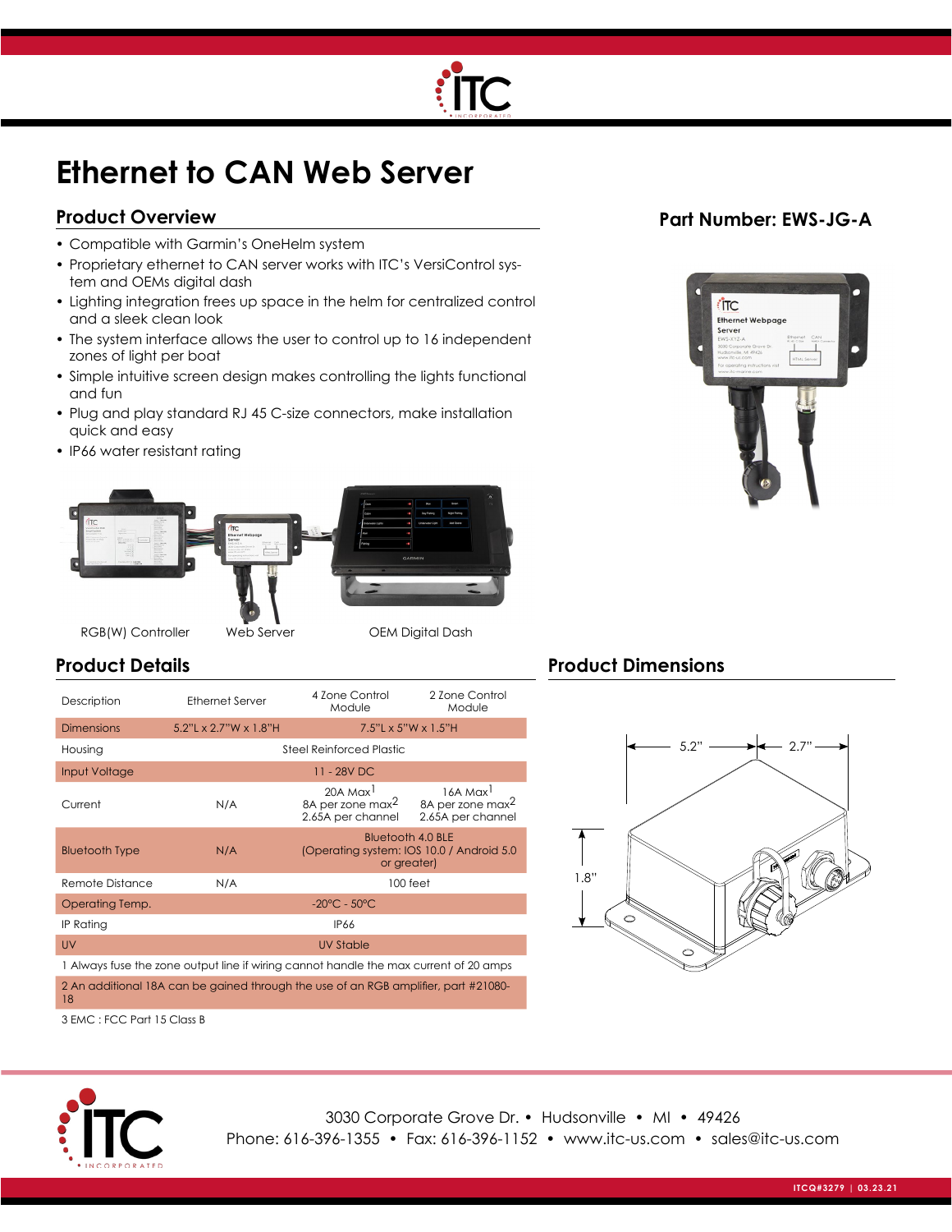# Ethernet to CAN Web Server

## Product Overview

**Part Number: EWS-JG-A**

- Compatible with Garmin's OneHelm system
- Proprietary ethernet to CAN server works with ITC's VersiControl system and OEMs digital dash
- Lighting integration frees up space in the helm for centralized control and a sleek clean look
- The system interface allows the user to control up to 16 independent zones of light per boat
- Simple intuitive screen design makes controlling the lights functional and fun
- Plug and play standard RJ 45 C-size connectors, make installation quick and easy
- IP66 water resistant rating

RGB(W) Controller    Web Server    OEM Digital Dash

## Product Details

| Description | Ethernet Server | 4 Zone Control Module | 2 Zone Control Module |
|---|---|---|---|
| Dimensions | 5.2"L x 2.7"W x 1.8"H | 7.5"L x 5"W x 1.5"H | |
| Housing | Steel Reinforced Plastic | | |
| Input Voltage | 11 - 28V DC | | |
| Current | N/A | 20A Max[1] 8A per zone max[2] 2.65A per channel | 16A Max[1] 8A per zone max[2] 2.65A per channel |
| Bluetooth Type | N/A | Bluetooth 4.0 BLE (Operating system: IOS 10.0 / Android 5.0 or greater) | |
| Remote Distance | N/A | 100 feet | |
| Operating Temp. | -20°C - 50°C | | |
| IP Rating | IP66 | | |
| UV | UV Stable | | |

1 Always fuse the zone output line if wiring cannot handle the max current of 20 amps

2 An additional 18A can be gained through the use of an RGB amplifier, part #21080-18

3 EMC : FCC Part 15 Class B

## Product Dimensions

5.2" | 2.7" | 1.8"

3030 Corporate Grove Dr. • Hudsonville • MI • 49426
Phone: 616-396-1355 • Fax: 616-396-1152 • www.itc-us.com • sales@itc-us.com

ITCQ#3279 | 03.23.21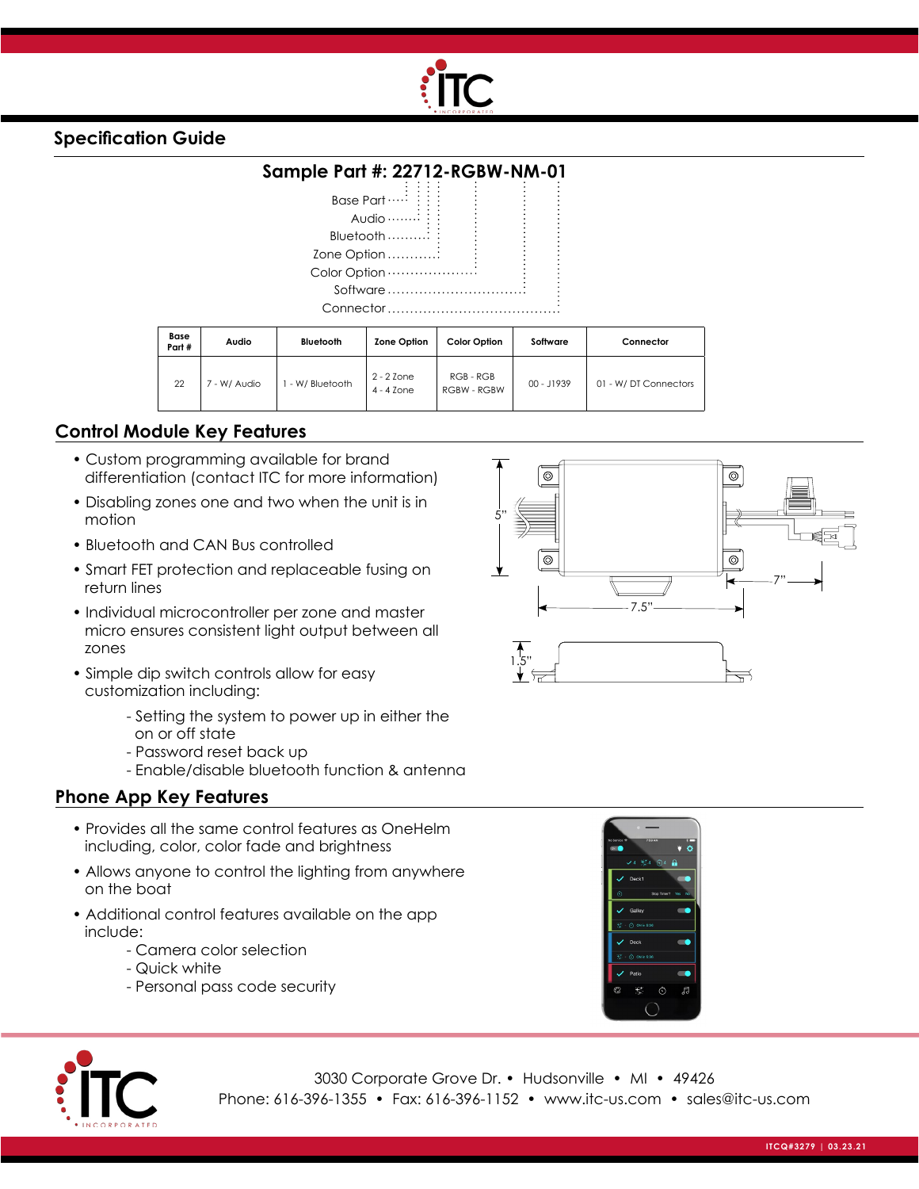## Specification Guide

### Sample Part #: 22712-RGBW-NM-01

Base Part
Audio
Bluetooth
Zone Option
Color Option
Software
Connector

| Base Part # | Audio | Bluetooth | Zone Option | Color Option | Software | Connector |
|---|---|---|---|---|---|---|
| 22 | 7 - W/ Audio | 1 - W/ Bluetooth | 2 - 2 Zone<br>4 - 4 Zone | RGB - RGB<br>RGBW - RGBW | 00 - J1939 | 01 - W/ DT Connectors |

## Control Module Key Features

- Custom programming available for brand differentiation (contact ITC for more information)
- Disabling zones one and two when the unit is in motion
- Bluetooth and CAN Bus controlled
- Smart FET protection and replaceable fusing on return lines
- Individual microcontroller per zone and master micro ensures consistent light output between all zones
- Simple dip switch controls allow for easy customization including:
  - Setting the system to power up in either the on or off state
  - Password reset back up
  - Enable/disable bluetooth function & antenna

5"
7"
7.5"
1.5"

## Phone App Key Features

- Provides all the same control features as OneHelm including, color, color fade and brightness
- Allows anyone to control the lighting from anywhere on the boat
- Additional control features available on the app include:
  - Camera color selection
  - Quick white
  - Personal pass code security

3030 Corporate Grove Dr. • Hudsonville • MI • 49426
Phone: 616-396-1355 • Fax: 616-396-1152 • www.itc-us.com • sales@itc-us.com

ITCQ#3279 | 03.23.21